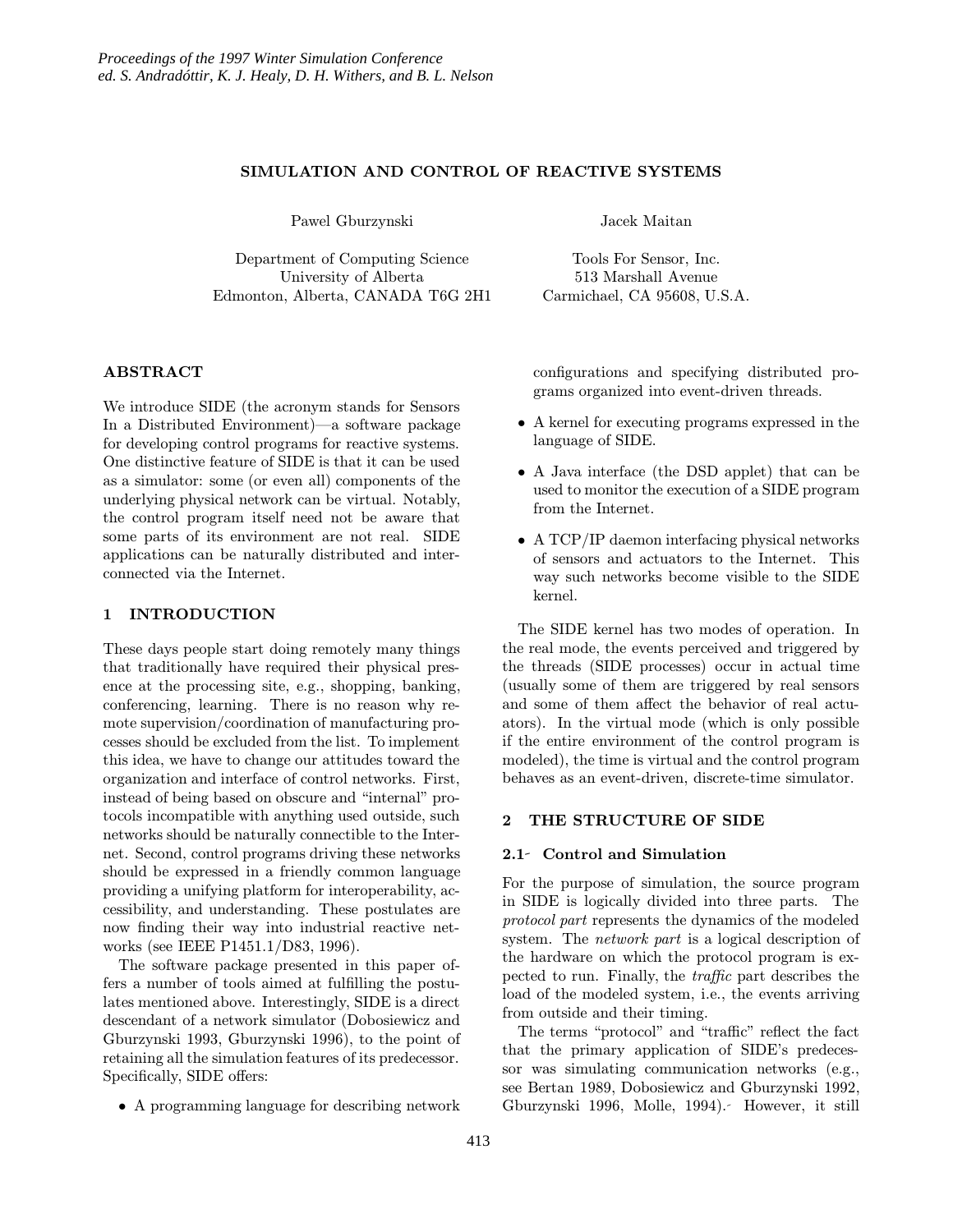# SIMULATION AND CONTROL OF REACTIVE SYSTEMS

Pawel Gburzynski

Department of Computing Science
University of Alberta
Edmonton, Alberta, CANADA T6G 2H1

Jacek Maitan

Tools For Sensor, Inc.
513 Marshall Avenue
Carmichael, CA 95608, U.S.A.

## ABSTRACT

We introduce SIDE (the acronym stands for Sensors In a Distributed Environment)—a software package for developing control programs for reactive systems. One distinctive feature of SIDE is that it can be used as a simulator: some (or even all) components of the underlying physical network can be virtual. Notably, the control program itself need not be aware that some parts of its environment are not real. SIDE applications can be naturally distributed and interconnected via the Internet.

## 1 INTRODUCTION

These days people start doing remotely many things that traditionally have required their physical presence at the processing site, e.g., shopping, banking, conferencing, learning. There is no reason why remote supervision/coordination of manufacturing processes should be excluded from the list. To implement this idea, we have to change our attitudes toward the organization and interface of control networks. First, instead of being based on obscure and "internal" protocols incompatible with anything used outside, such networks should be naturally connectible to the Internet. Second, control programs driving these networks should be expressed in a friendly common language providing a unifying platform for interoperability, accessibility, and understanding. These postulates are now finding their way into industrial reactive networks (see IEEE P1451.1/D83, 1996).

The software package presented in this paper offers a number of tools aimed at fulfilling the postulates mentioned above. Interestingly, SIDE is a direct descendant of a network simulator (Dobosiewicz and Gburzynski 1993, Gburzynski 1996), to the point of retaining all the simulation features of its predecessor. Specifically, SIDE offers:

- A programming language for describing network configurations and specifying distributed programs organized into event-driven threads.
- A kernel for executing programs expressed in the language of SIDE.
- A Java interface (the DSD applet) that can be used to monitor the execution of a SIDE program from the Internet.
- A TCP/IP daemon interfacing physical networks of sensors and actuators to the Internet. This way such networks become visible to the SIDE kernel.

The SIDE kernel has two modes of operation. In the real mode, the events perceived and triggered by the threads (SIDE processes) occur in actual time (usually some of them are triggered by real sensors and some of them affect the behavior of real actuators). In the virtual mode (which is only possible if the entire environment of the control program is modeled), the time is virtual and the control program behaves as an event-driven, discrete-time simulator.

## 2 THE STRUCTURE OF SIDE

### 2.1 Control and Simulation

For the purpose of simulation, the source program in SIDE is logically divided into three parts. The *protocol part* represents the dynamics of the modeled system. The *network part* is a logical description of the hardware on which the protocol program is expected to run. Finally, the *traffic* part describes the load of the modeled system, i.e., the events arriving from outside and their timing.

The terms "protocol" and "traffic" reflect the fact that the primary application of SIDE's predecessor was simulating communication networks (e.g., see Bertan 1989, Dobosiewicz and Gburzynski 1992, Gburzynski 1996, Molle, 1994). However, it still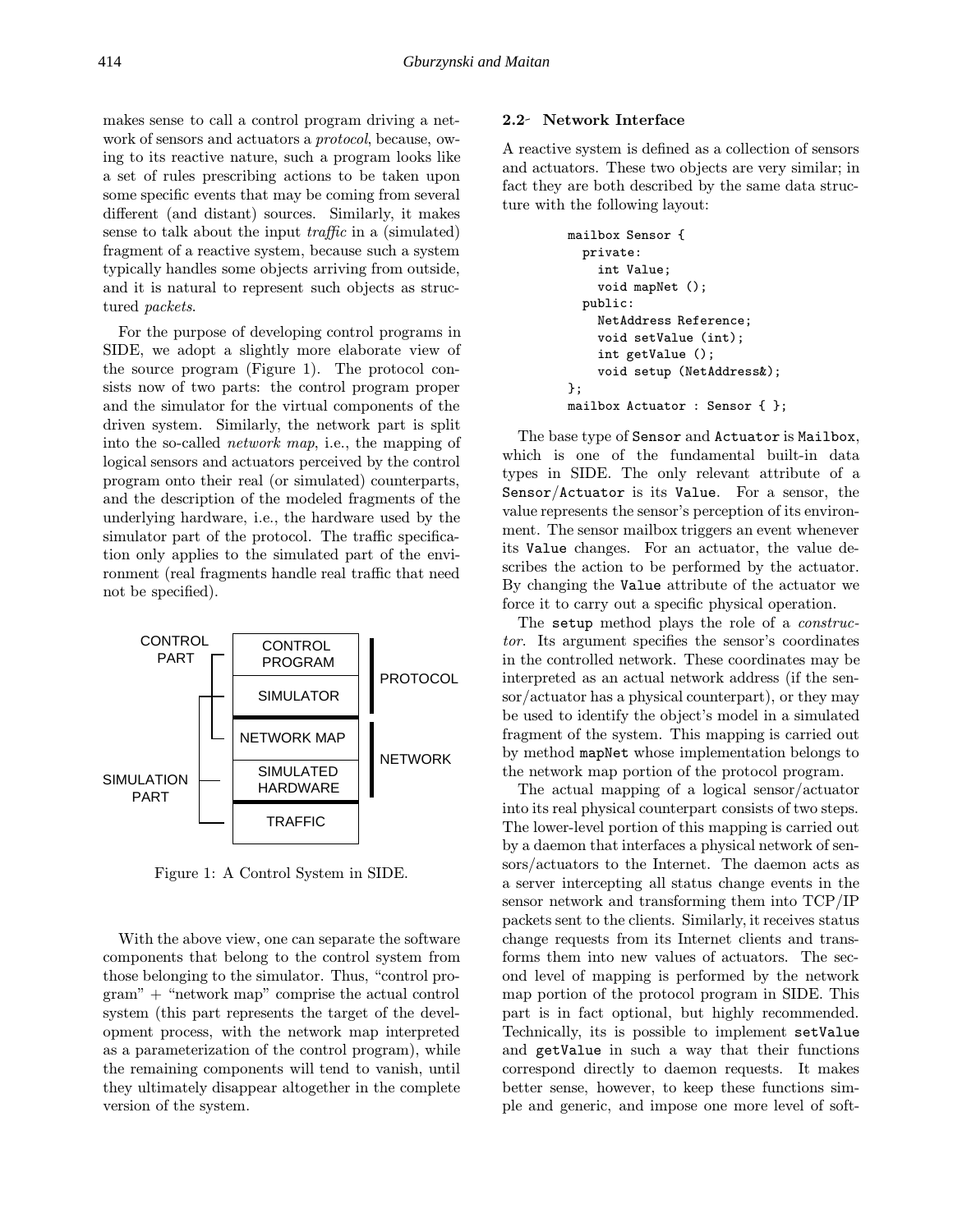makes sense to call a control program driving a network of sensors and actuators a *protocol*, because, owing to its reactive nature, such a program looks like a set of rules prescribing actions to be taken upon some specific events that may be coming from several different (and distant) sources. Similarly, it makes sense to talk about the input *traffic* in a (simulated) fragment of a reactive system, because such a system typically handles some objects arriving from outside, and it is natural to represent such objects as structured *packets*.

For the purpose of developing control programs in SIDE, we adopt a slightly more elaborate view of the source program (Figure 1). The protocol consists now of two parts: the control program proper and the simulator for the virtual components of the driven system. Similarly, the network part is split into the so-called *network map*, i.e., the mapping of logical sensors and actuators perceived by the control program onto their real (or simulated) counterparts, and the description of the modeled fragments of the underlying hardware, i.e., the hardware used by the simulator part of the protocol. The traffic specification only applies to the simulated part of the environment (real fragments handle real traffic that need not be specified).

| | | |
|---|---|---|
| CONTROL PART | CONTROL PROGRAM | PROTOCOL |
| | SIMULATOR | |
| | NETWORK MAP | NETWORK |
| SIMULATION PART | SIMULATED HARDWARE | |
| | TRAFFIC | |

Figure 1: A Control System in SIDE.

With the above view, one can separate the software components that belong to the control system from those belonging to the simulator. Thus, "control program" + "network map" comprise the actual control system (this part represents the target of the development process, with the network map interpreted as a parameterization of the control program), while the remaining components will tend to vanish, until they ultimately disappear altogether in the complete version of the system.

### 2.2- Network Interface

A reactive system is defined as a collection of sensors and actuators. These two objects are very similar; in fact they are both described by the same data structure with the following layout:

```
mailbox Sensor {
  private:
    int Value;
    void mapNet ();
  public:
    NetAddress Reference;
    void setValue (int);
    int getValue ();
    void setup (NetAddress&);
};
mailbox Actuator : Sensor { };
```

The base type of `Sensor` and `Actuator` is `Mailbox`, which is one of the fundamental built-in data types in SIDE. The only relevant attribute of a `Sensor`/`Actuator` is its `Value`. For a sensor, the value represents the sensor's perception of its environment. The sensor mailbox triggers an event whenever its `Value` changes. For an actuator, the value describes the action to be performed by the actuator. By changing the `Value` attribute of the actuator we force it to carry out a specific physical operation.

The `setup` method plays the role of a *constructor*. Its argument specifies the sensor's coordinates in the controlled network. These coordinates may be interpreted as an actual network address (if the sensor/actuator has a physical counterpart), or they may be used to identify the object's model in a simulated fragment of the system. This mapping is carried out by method `mapNet` whose implementation belongs to the network map portion of the protocol program.

The actual mapping of a logical sensor/actuator into its real physical counterpart consists of two steps. The lower-level portion of this mapping is carried out by a daemon that interfaces a physical network of sensors/actuators to the Internet. The daemon acts as a server intercepting all status change events in the sensor network and transforming them into TCP/IP packets sent to the clients. Similarly, it receives status change requests from its Internet clients and transforms them into new values of actuators. The second level of mapping is performed by the network map portion of the protocol program in SIDE. This part is in fact optional, but highly recommended. Technically, its is possible to implement `setValue` and `getValue` in such a way that their functions correspond directly to daemon requests. It makes better sense, however, to keep these functions simple and generic, and impose one more level of soft-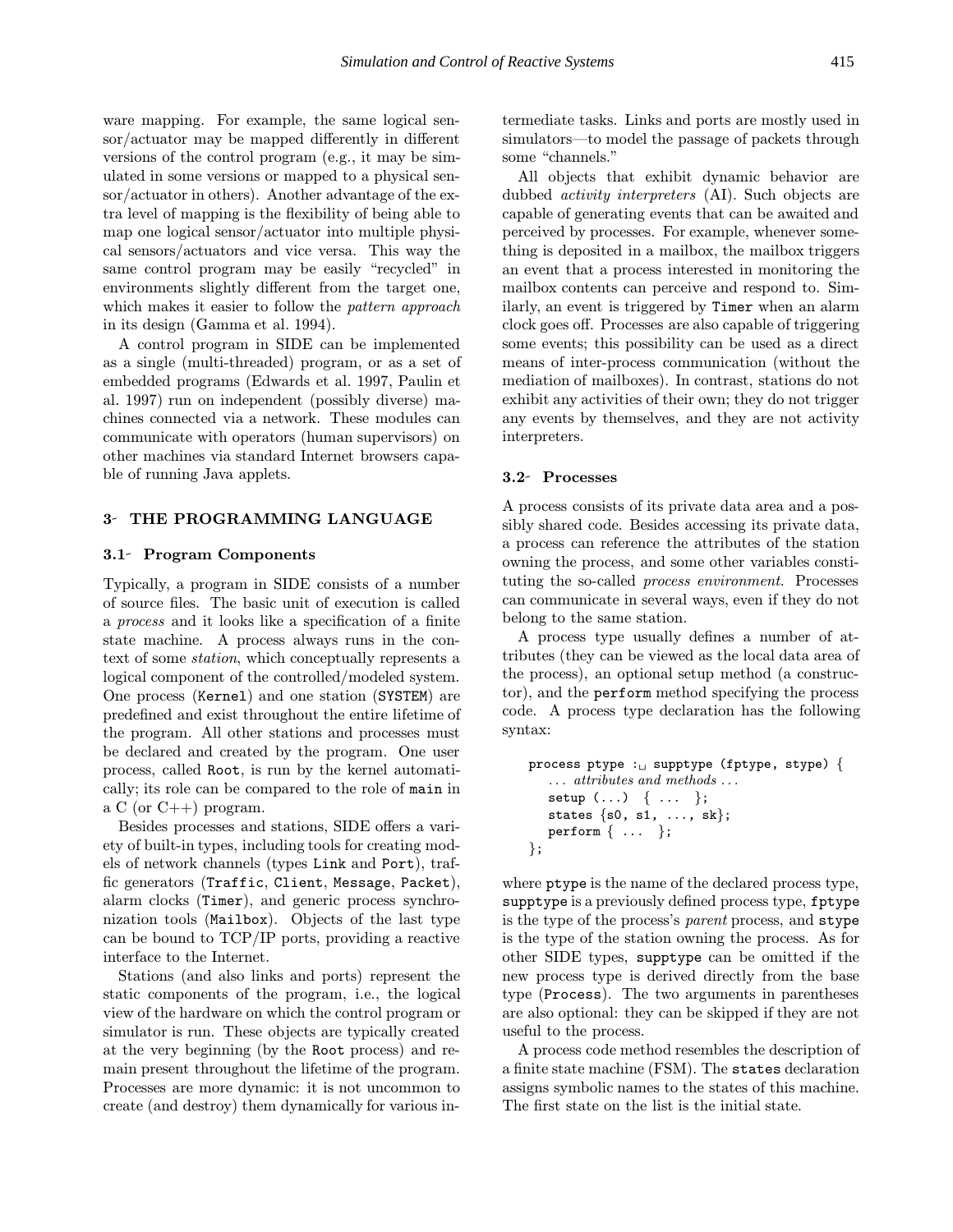ware mapping. For example, the same logical sensor/actuator may be mapped differently in different versions of the control program (e.g., it may be simulated in some versions or mapped to a physical sensor/actuator in others). Another advantage of the extra level of mapping is the flexibility of being able to map one logical sensor/actuator into multiple physical sensors/actuators and vice versa. This way the same control program may be easily "recycled" in environments slightly different from the target one, which makes it easier to follow the *pattern approach* in its design (Gamma et al. 1994).

A control program in SIDE can be implemented as a single (multi-threaded) program, or as a set of embedded programs (Edwards et al. 1997, Paulin et al. 1997) run on independent (possibly diverse) machines connected via a network. These modules can communicate with operators (human supervisors) on other machines via standard Internet browsers capable of running Java applets.

## 3- THE PROGRAMMING LANGUAGE

### 3.1- Program Components

Typically, a program in SIDE consists of a number of source files. The basic unit of execution is called a *process* and it looks like a specification of a finite state machine. A process always runs in the context of some *station*, which conceptually represents a logical component of the controlled/modeled system. One process (`Kernel`) and one station (`SYSTEM`) are predefined and exist throughout the entire lifetime of the program. All other stations and processes must be declared and created by the program. One user process, called `Root`, is run by the kernel automatically; its role can be compared to the role of `main` in a C (or C++) program.

Besides processes and stations, SIDE offers a variety of built-in types, including tools for creating models of network channels (types `Link` and `Port`), traffic generators (`Traffic`, `Client`, `Message`, `Packet`), alarm clocks (`Timer`), and generic process synchronization tools (`Mailbox`). Objects of the last type can be bound to TCP/IP ports, providing a reactive interface to the Internet.

Stations (and also links and ports) represent the static components of the program, i.e., the logical view of the hardware on which the control program or simulator is run. These objects are typically created at the very beginning (by the `Root` process) and remain present throughout the lifetime of the program. Processes are more dynamic: it is not uncommon to create (and destroy) them dynamically for various intermediate tasks. Links and ports are mostly used in simulators—to model the passage of packets through some "channels."

All objects that exhibit dynamic behavior are dubbed *activity interpreters* (AI). Such objects are capable of generating events that can be awaited and perceived by processes. For example, whenever something is deposited in a mailbox, the mailbox triggers an event that a process interested in monitoring the mailbox contents can perceive and respond to. Similarly, an event is triggered by `Timer` when an alarm clock goes off. Processes are also capable of triggering some events; this possibility can be used as a direct means of inter-process communication (without the mediation of mailboxes). In contrast, stations do not exhibit any activities of their own; they do not trigger any events by themselves, and they are not activity interpreters.

### 3.2- Processes

A process consists of its private data area and a possibly shared code. Besides accessing its private data, a process can reference the attributes of the station owning the process, and some other variables constituting the so-called *process environment*. Processes can communicate in several ways, even if they do not belong to the same station.

A process type usually defines a number of attributes (they can be viewed as the local data area of the process), an optional setup method (a constructor), and the `perform` method specifying the process code. A process type declaration has the following syntax:

```
process ptype : supptype (fptype, stype) {
   ... attributes and methods ...
   setup (...)  { ...  };
   states {s0, s1, ..., sk};
   perform { ...  };
};
```

where `ptype` is the name of the declared process type, `supptype` is a previously defined process type, `fptype` is the type of the process's *parent* process, and `stype` is the type of the station owning the process. As for other SIDE types, `supptype` can be omitted if the new process type is derived directly from the base type (`Process`). The two arguments in parentheses are also optional: they can be skipped if they are not useful to the process.

A process code method resembles the description of a finite state machine (FSM). The `states` declaration assigns symbolic names to the states of this machine. The first state on the list is the initial state.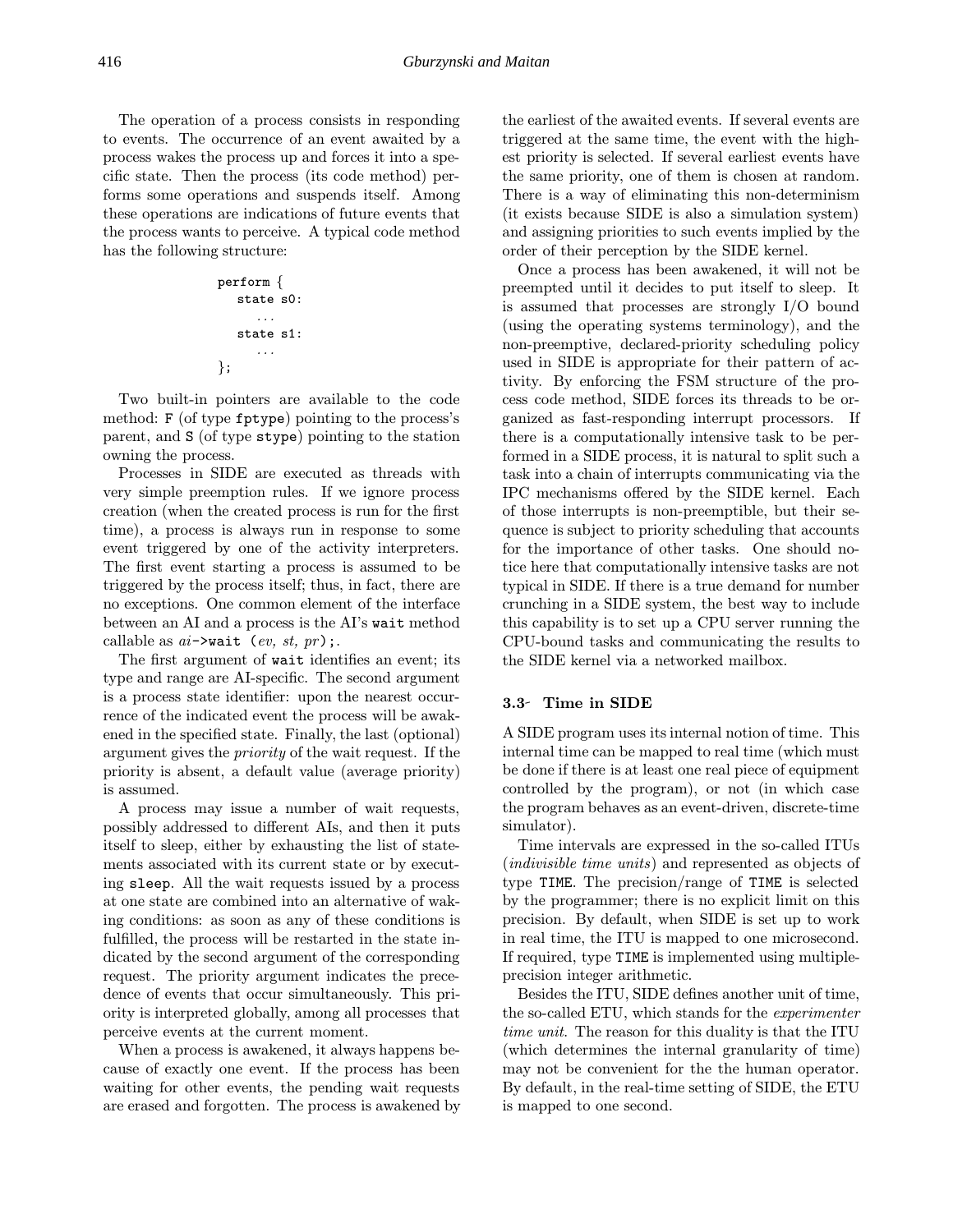The operation of a process consists in responding to events. The occurrence of an event awaited by a process wakes the process up and forces it into a specific state. Then the process (its code method) performs some operations and suspends itself. Among these operations are indications of future events that the process wants to perceive. A typical code method has the following structure:

```
perform {
   state s0:
      ...
   state s1:
      ...
};
```

Two built-in pointers are available to the code method: `F` (of type `fptype`) pointing to the process's parent, and `S` (of type `stype`) pointing to the station owning the process.

Processes in SIDE are executed as threads with very simple preemption rules. If we ignore process creation (when the created process is run for the first time), a process is always run in response to some event triggered by one of the activity interpreters. The first event starting a process is assumed to be triggered by the process itself; thus, in fact, there are no exceptions. One common element of the interface between an AI and a process is the AI's `wait` method callable as *ai*`->wait (`*ev, st, pr*`);`.

The first argument of `wait` identifies an event; its type and range are AI-specific. The second argument is a process state identifier: upon the nearest occurrence of the indicated event the process will be awakened in the specified state. Finally, the last (optional) argument gives the *priority* of the wait request. If the priority is absent, a default value (average priority) is assumed.

A process may issue a number of wait requests, possibly addressed to different AIs, and then it puts itself to sleep, either by exhausting the list of statements associated with its current state or by executing `sleep`. All the wait requests issued by a process at one state are combined into an alternative of waking conditions: as soon as any of these conditions is fulfilled, the process will be restarted in the state indicated by the second argument of the corresponding request. The priority argument indicates the precedence of events that occur simultaneously. This priority is interpreted globally, among all processes that perceive events at the current moment.

When a process is awakened, it always happens because of exactly one event. If the process has been waiting for other events, the pending wait requests are erased and forgotten. The process is awakened by the earliest of the awaited events. If several events are triggered at the same time, the event with the highest priority is selected. If several earliest events have the same priority, one of them is chosen at random. There is a way of eliminating this non-determinism (it exists because SIDE is also a simulation system) and assigning priorities to such events implied by the order of their perception by the SIDE kernel.

Once a process has been awakened, it will not be preempted until it decides to put itself to sleep. It is assumed that processes are strongly I/O bound (using the operating systems terminology), and the non-preemptive, declared-priority scheduling policy used in SIDE is appropriate for their pattern of activity. By enforcing the FSM structure of the process code method, SIDE forces its threads to be organized as fast-responding interrupt processors. If there is a computationally intensive task to be performed in a SIDE process, it is natural to split such a task into a chain of interrupts communicating via the IPC mechanisms offered by the SIDE kernel. Each of those interrupts is non-preemptible, but their sequence is subject to priority scheduling that accounts for the importance of other tasks. One should notice here that computationally intensive tasks are not typical in SIDE. If there is a true demand for number crunching in a SIDE system, the best way to include this capability is to set up a CPU server running the CPU-bound tasks and communicating the results to the SIDE kernel via a networked mailbox.

### 3.3- Time in SIDE

A SIDE program uses its internal notion of time. This internal time can be mapped to real time (which must be done if there is at least one real piece of equipment controlled by the program), or not (in which case the program behaves as an event-driven, discrete-time simulator).

Time intervals are expressed in the so-called ITUs (*indivisible time units*) and represented as objects of type `TIME`. The precision/range of `TIME` is selected by the programmer; there is no explicit limit on this precision. By default, when SIDE is set up to work in real time, the ITU is mapped to one microsecond. If required, type `TIME` is implemented using multiple-precision integer arithmetic.

Besides the ITU, SIDE defines another unit of time, the so-called ETU, which stands for the *experimenter time unit*. The reason for this duality is that the ITU (which determines the internal granularity of time) may not be convenient for the the human operator. By default, in the real-time setting of SIDE, the ETU is mapped to one second.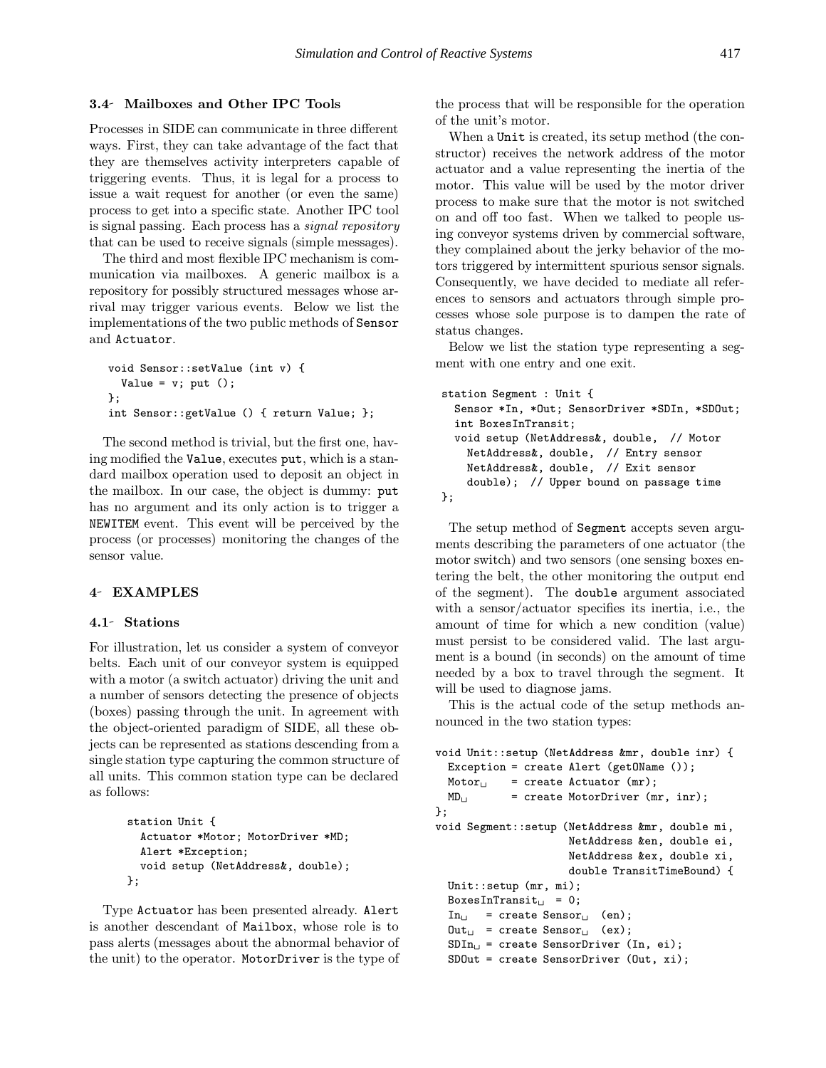### 3.4- Mailboxes and Other IPC Tools

Processes in SIDE can communicate in three different ways. First, they can take advantage of the fact that they are themselves activity interpreters capable of triggering events. Thus, it is legal for a process to issue a wait request for another (or even the same) process to get into a specific state. Another IPC tool is signal passing. Each process has a *signal repository* that can be used to receive signals (simple messages).

The third and most flexible IPC mechanism is communication via mailboxes. A generic mailbox is a repository for possibly structured messages whose arrival may trigger various events. Below we list the implementations of the two public methods of `Sensor` and `Actuator`.

```
void Sensor::setValue (int v) {
  Value = v; put ();
};
int Sensor::getValue () { return Value; };
```

The second method is trivial, but the first one, having modified the `Value`, executes `put`, which is a standard mailbox operation used to deposit an object in the mailbox. In our case, the object is dummy: `put` has no argument and its only action is to trigger a `NEWITEM` event. This event will be perceived by the process (or processes) monitoring the changes of the sensor value.

## 4- EXAMPLES

### 4.1- Stations

For illustration, let us consider a system of conveyor belts. Each unit of our conveyor system is equipped with a motor (a switch actuator) driving the unit and a number of sensors detecting the presence of objects (boxes) passing through the unit. In agreement with the object-oriented paradigm of SIDE, all these objects can be represented as stations descending from a single station type capturing the common structure of all units. This common station type can be declared as follows:

```
station Unit {
  Actuator *Motor; MotorDriver *MD;
  Alert *Exception;
  void setup (NetAddress&, double);
};
```

Type `Actuator` has been presented already. `Alert` is another descendant of `Mailbox`, whose role is to pass alerts (messages about the abnormal behavior of the unit) to the operator. `MotorDriver` is the type of the process that will be responsible for the operation of the unit's motor.

When a `Unit` is created, its setup method (the constructor) receives the network address of the motor actuator and a value representing the inertia of the motor. This value will be used by the motor driver process to make sure that the motor is not switched on and off too fast. When we talked to people using conveyor systems driven by commercial software, they complained about the jerky behavior of the motors triggered by intermittent spurious sensor signals. Consequently, we have decided to mediate all references to sensors and actuators through simple processes whose sole purpose is to dampen the rate of status changes.

Below we list the station type representing a segment with one entry and one exit.

```
station Segment : Unit {
  Sensor *In, *Out; SensorDriver *SDIn, *SDOut;
  int BoxesInTransit;
  void setup (NetAddress&, double,  // Motor
    NetAddress&, double,  // Entry sensor
    NetAddress&, double,  // Exit sensor
    double);  // Upper bound on passage time
};
```

The setup method of `Segment` accepts seven arguments describing the parameters of one actuator (the motor switch) and two sensors (one sensing boxes entering the belt, the other monitoring the output end of the segment). The `double` argument associated with a sensor/actuator specifies its inertia, i.e., the amount of time for which a new condition (value) must persist to be considered valid. The last argument is a bound (in seconds) on the amount of time needed by a box to travel through the segment. It will be used to diagnose jams.

This is the actual code of the setup methods announced in the two station types:

```
void Unit::setup (NetAddress &mr, double inr) {
  Exception = create Alert (getOName ());
  Motor    = create Actuator (mr);
  MD       = create MotorDriver (mr, inr);
};
void Segment::setup (NetAddress &mr, double mi,
                     NetAddress &en, double ei,
                     NetAddress &ex, double xi,
                     double TransitTimeBound) {
  Unit::setup (mr, mi);
  BoxesInTransit  = 0;
  In   = create Sensor  (en);
  Out  = create Sensor  (ex);
  SDIn = create SensorDriver (In, ei);
  SDOut = create SensorDriver (Out, xi);
```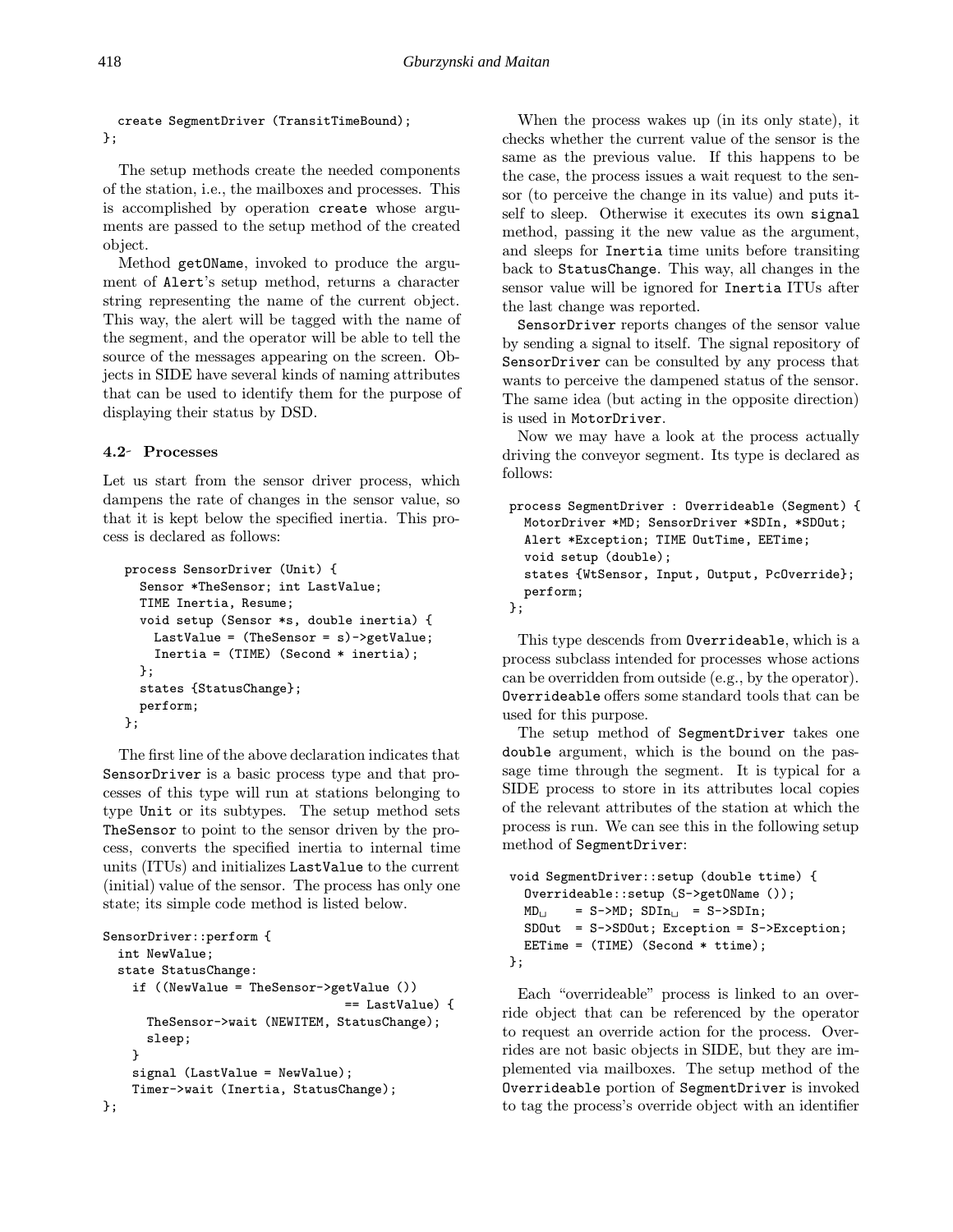```
  create SegmentDriver (TransitTimeBound);
};
```

The setup methods create the needed components of the station, i.e., the mailboxes and processes. This is accomplished by operation `create` whose arguments are passed to the setup method of the created object.

Method `getOName`, invoked to produce the argument of `Alert`'s setup method, returns a character string representing the name of the current object. This way, the alert will be tagged with the name of the segment, and the operator will be able to tell the source of the messages appearing on the screen. Objects in SIDE have several kinds of naming attributes that can be used to identify them for the purpose of displaying their status by DSD.

### 4.2 Processes

Let us start from the sensor driver process, which dampens the rate of changes in the sensor value, so that it is kept below the specified inertia. This process is declared as follows:

```
process SensorDriver (Unit) {
  Sensor *TheSensor; int LastValue;
  TIME Inertia, Resume;
  void setup (Sensor *s, double inertia) {
    LastValue = (TheSensor = s)->getValue;
    Inertia = (TIME) (Second * inertia);
  };
  states {StatusChange};
  perform;
};
```

The first line of the above declaration indicates that `SensorDriver` is a basic process type and that processes of this type will run at stations belonging to type `Unit` or its subtypes. The setup method sets `TheSensor` to point to the sensor driven by the process, converts the specified inertia to internal time units (ITUs) and initializes `LastValue` to the current (initial) value of the sensor. The process has only one state; its simple code method is listed below.

```
SensorDriver::perform {
  int NewValue;
  state StatusChange:
    if ((NewValue = TheSensor->getValue ())
                                   == LastValue) {
      TheSensor->wait (NEWITEM, StatusChange);
      sleep;
    }
    signal (LastValue = NewValue);
    Timer->wait (Inertia, StatusChange);
};
```

When the process wakes up (in its only state), it checks whether the current value of the sensor is the same as the previous value. If this happens to be the case, the process issues a wait request to the sensor (to perceive the change in its value) and puts itself to sleep. Otherwise it executes its own `signal` method, passing it the new value as the argument, and sleeps for `Inertia` time units before transiting back to `StatusChange`. This way, all changes in the sensor value will be ignored for `Inertia` ITUs after the last change was reported.

`SensorDriver` reports changes of the sensor value by sending a signal to itself. The signal repository of `SensorDriver` can be consulted by any process that wants to perceive the dampened status of the sensor. The same idea (but acting in the opposite direction) is used in `MotorDriver`.

Now we may have a look at the process actually driving the conveyor segment. Its type is declared as follows:

```
process SegmentDriver : Overrideable (Segment) {
  MotorDriver *MD; SensorDriver *SDIn, *SDOut;
  Alert *Exception; TIME OutTime, EETime;
  void setup (double);
  states {WtSensor, Input, Output, PcOverride};
  perform;
};
```

This type descends from `Overrideable`, which is a process subclass intended for processes whose actions can be overridden from outside (e.g., by the operator). `Overrideable` offers some standard tools that can be used for this purpose.

The setup method of `SegmentDriver` takes one `double` argument, which is the bound on the passage time through the segment. It is typical for a SIDE process to store in its attributes local copies of the relevant attributes of the station at which the process is run. We can see this in the following setup method of `SegmentDriver`:

```
void SegmentDriver::setup (double ttime) {
  Overrideable::setup (S->getOName ());
  MD    = S->MD; SDIn  = S->SDIn;
  SDOut  = S->SDOut; Exception = S->Exception;
  EETime = (TIME) (Second * ttime);
};
```

Each "overrideable" process is linked to an override object that can be referenced by the operator to request an override action for the process. Overrides are not basic objects in SIDE, but they are implemented via mailboxes. The setup method of the `Overrideable` portion of `SegmentDriver` is invoked to tag the process's override object with an identifier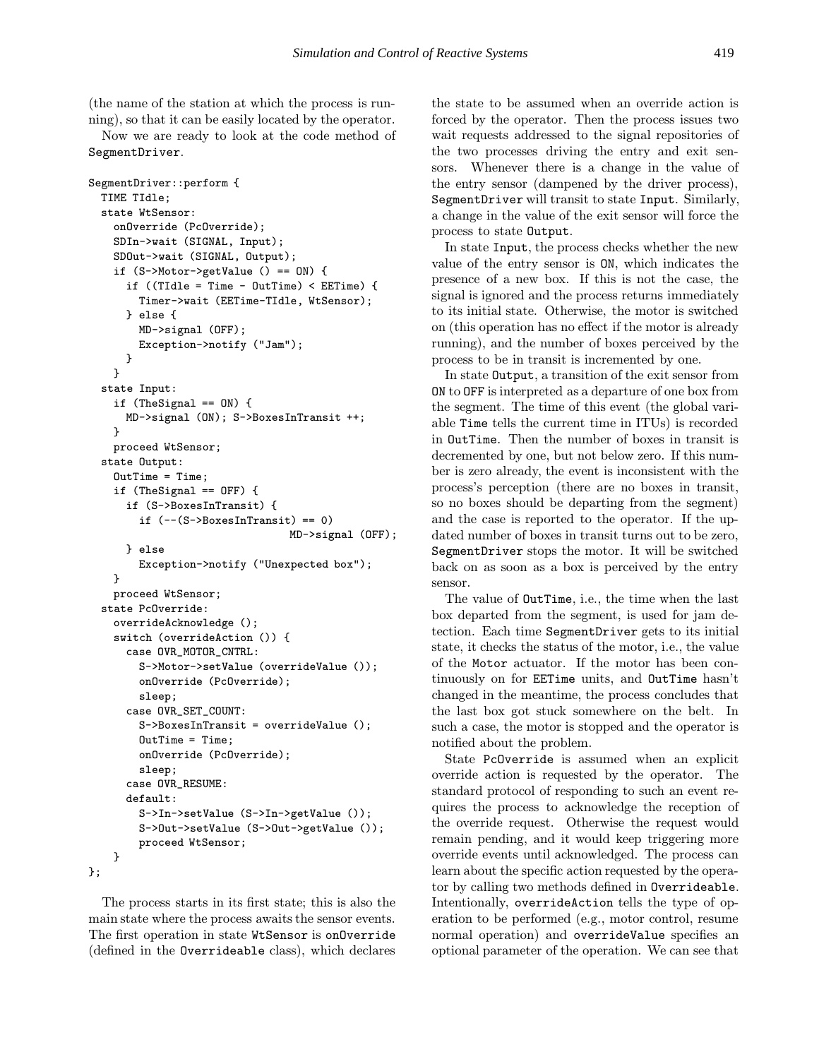(the name of the station at which the process is running), so that it can be easily located by the operator.

Now we are ready to look at the code method of SegmentDriver.

```
SegmentDriver::perform {
  TIME TIdle;
  state WtSensor:
    onOverride (PcOverride);
    SDIn->wait (SIGNAL, Input);
    SDOut->wait (SIGNAL, Output);
    if (S->Motor->getValue () == ON) {
      if ((TIdle = Time - OutTime) < EETime) {
        Timer->wait (EETime-TIdle, WtSensor);
      } else {
        MD->signal (OFF);
        Exception->notify ("Jam");
      }
    }
  state Input:
    if (TheSignal == ON) {
      MD->signal (ON); S->BoxesInTransit ++;
    }
    proceed WtSensor;
  state Output:
    OutTime = Time;
    if (TheSignal == OFF) {
      if (S->BoxesInTransit) {
        if (--(S->BoxesInTransit) == 0)
                               MD->signal (OFF);
      } else
        Exception->notify ("Unexpected box");
    }
    proceed WtSensor;
  state PcOverride:
    overrideAcknowledge ();
    switch (overrideAction ()) {
      case OVR_MOTOR_CNTRL:
        S->Motor->setValue (overrideValue ());
        onOverride (PcOverride);
        sleep;
      case OVR_SET_COUNT:
        S->BoxesInTransit = overrideValue ();
        OutTime = Time;
        onOverride (PcOverride);
        sleep;
      case OVR_RESUME:
      default:
        S->In->setValue (S->In->getValue ());
        S->Out->setValue (S->Out->getValue ());
        proceed WtSensor;
    }
};
```

The process starts in its first state; this is also the main state where the process awaits the sensor events. The first operation in state WtSensor is onOverride (defined in the Overrideable class), which declares the state to be assumed when an override action is forced by the operator. Then the process issues two wait requests addressed to the signal repositories of the two processes driving the entry and exit sensors. Whenever there is a change in the value of the entry sensor (dampened by the driver process), SegmentDriver will transit to state Input. Similarly, a change in the value of the exit sensor will force the process to state Output.

In state Input, the process checks whether the new value of the entry sensor is ON, which indicates the presence of a new box. If this is not the case, the signal is ignored and the process returns immediately to its initial state. Otherwise, the motor is switched on (this operation has no effect if the motor is already running), and the number of boxes perceived by the process to be in transit is incremented by one.

In state Output, a transition of the exit sensor from ON to OFF is interpreted as a departure of one box from the segment. The time of this event (the global variable Time tells the current time in ITUs) is recorded in OutTime. Then the number of boxes in transit is decremented by one, but not below zero. If this number is zero already, the event is inconsistent with the process's perception (there are no boxes in transit, so no boxes should be departing from the segment) and the case is reported to the operator. If the updated number of boxes in transit turns out to be zero, SegmentDriver stops the motor. It will be switched back on as soon as a box is perceived by the entry sensor.

The value of OutTime, i.e., the time when the last box departed from the segment, is used for jam detection. Each time SegmentDriver gets to its initial state, it checks the status of the motor, i.e., the value of the Motor actuator. If the motor has been continuously on for EETime units, and OutTime hasn't changed in the meantime, the process concludes that the last box got stuck somewhere on the belt. In such a case, the motor is stopped and the operator is notified about the problem.

State PcOverride is assumed when an explicit override action is requested by the operator. The standard protocol of responding to such an event requires the process to acknowledge the reception of the override request. Otherwise the request would remain pending, and it would keep triggering more override events until acknowledged. The process can learn about the specific action requested by the operator by calling two methods defined in Overrideable. Intentionally, overrideAction tells the type of operation to be performed (e.g., motor control, resume normal operation) and overrideValue specifies an optional parameter of the operation. We can see that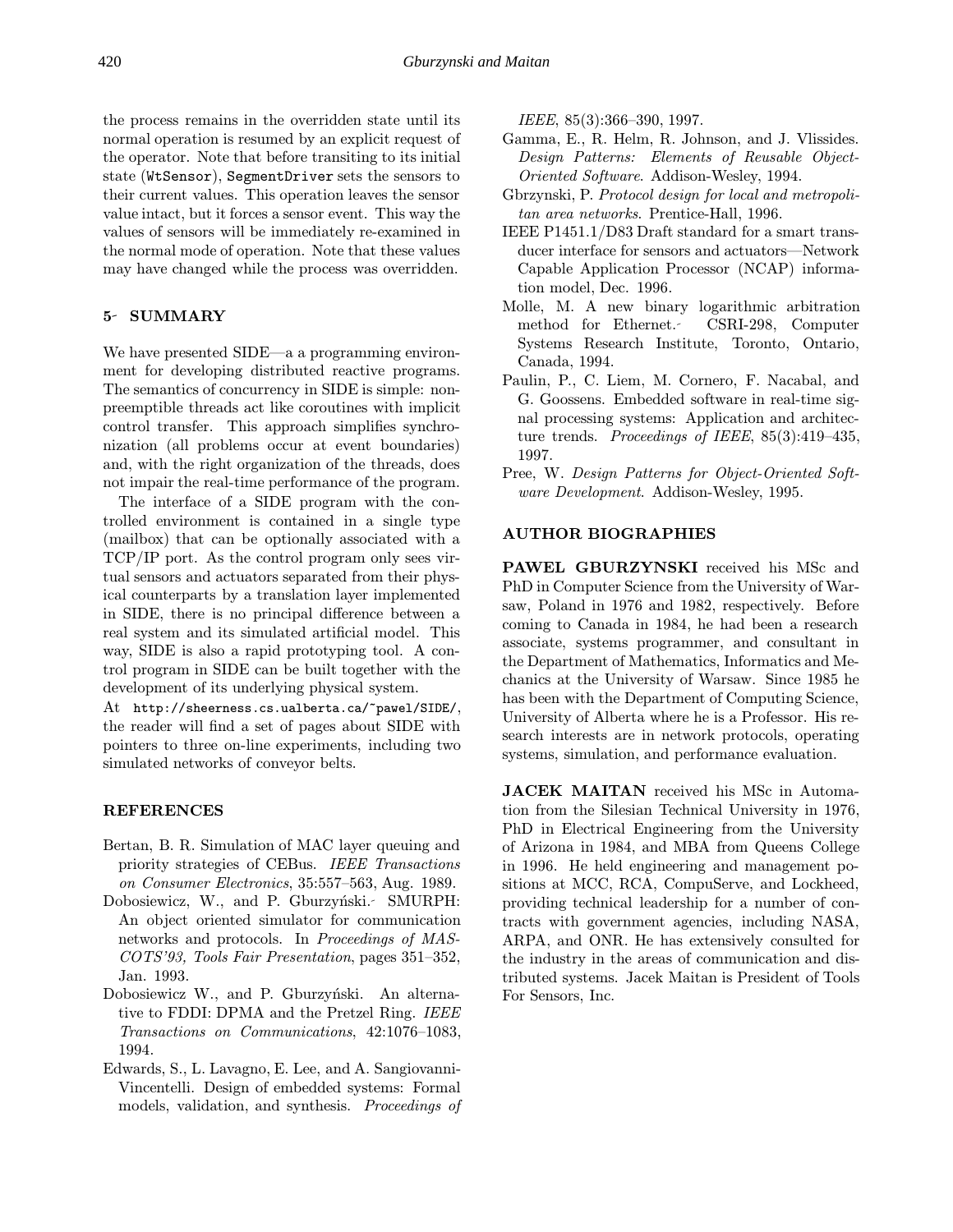the process remains in the overridden state until its normal operation is resumed by an explicit request of the operator. Note that before transiting to its initial state (`WtSensor`), `SegmentDriver` sets the sensors to their current values. This operation leaves the sensor value intact, but it forces a sensor event. This way the values of sensors will be immediately re-examined in the normal mode of operation. Note that these values may have changed while the process was overridden.

## 5 SUMMARY

We have presented SIDE—a a programming environment for developing distributed reactive programs. The semantics of concurrency in SIDE is simple: non-preemptible threads act like coroutines with implicit control transfer. This approach simplifies synchronization (all problems occur at event boundaries) and, with the right organization of the threads, does not impair the real-time performance of the program.

The interface of a SIDE program with the controlled environment is contained in a single type (mailbox) that can be optionally associated with a TCP/IP port. As the control program only sees virtual sensors and actuators separated from their physical counterparts by a translation layer implemented in SIDE, there is no principal difference between a real system and its simulated artificial model. This way, SIDE is also a rapid prototyping tool. A control program in SIDE can be built together with the development of its underlying physical system.

At `http://sheerness.cs.ualberta.ca/~pawel/SIDE/`, the reader will find a set of pages about SIDE with pointers to three on-line experiments, including two simulated networks of conveyor belts.

## REFERENCES

- Bertan, B. R. Simulation of MAC layer queuing and priority strategies of CEBus. *IEEE Transactions on Consumer Electronics*, 35:557–563, Aug. 1989.
- Dobosiewicz, W., and P. Gburzyński. SMURPH: An object oriented simulator for communication networks and protocols. In *Proceedings of MASCOTS'93, Tools Fair Presentation*, pages 351–352, Jan. 1993.
- Dobosiewicz W., and P. Gburzyński. An alternative to FDDI: DPMA and the Pretzel Ring. *IEEE Transactions on Communications*, 42:1076–1083, 1994.
- Edwards, S., L. Lavagno, E. Lee, and A. Sangiovanni-Vincentelli. Design of embedded systems: Formal models, validation, and synthesis. *Proceedings of IEEE*, 85(3):366–390, 1997.
- Gamma, E., R. Helm, R. Johnson, and J. Vlissides. *Design Patterns: Elements of Reusable Object-Oriented Software*. Addison-Wesley, 1994.
- Gbrzynski, P. *Protocol design for local and metropolitan area networks*. Prentice-Hall, 1996.
- IEEE P1451.1/D83 Draft standard for a smart transducer interface for sensors and actuators—Network Capable Application Processor (NCAP) information model, Dec. 1996.
- Molle, M. A new binary logarithmic arbitration method for Ethernet. CSRI-298, Computer Systems Research Institute, Toronto, Ontario, Canada, 1994.
- Paulin, P., C. Liem, M. Cornero, F. Nacabal, and G. Goossens. Embedded software in real-time signal processing systems: Application and architecture trends. *Proceedings of IEEE*, 85(3):419–435, 1997.
- Pree, W. *Design Patterns for Object-Oriented Software Development*. Addison-Wesley, 1995.

## AUTHOR BIOGRAPHIES

**PAWEL GBURZYNSKI** received his MSc and PhD in Computer Science from the University of Warsaw, Poland in 1976 and 1982, respectively. Before coming to Canada in 1984, he had been a research associate, systems programmer, and consultant in the Department of Mathematics, Informatics and Mechanics at the University of Warsaw. Since 1985 he has been with the Department of Computing Science, University of Alberta where he is a Professor. His research interests are in network protocols, operating systems, simulation, and performance evaluation.

**JACEK MAITAN** received his MSc in Automation from the Silesian Technical University in 1976, PhD in Electrical Engineering from the University of Arizona in 1984, and MBA from Queens College in 1996. He held engineering and management positions at MCC, RCA, CompuServe, and Lockheed, providing technical leadership for a number of contracts with government agencies, including NASA, ARPA, and ONR. He has extensively consulted for the industry in the areas of communication and distributed systems. Jacek Maitan is President of Tools For Sensors, Inc.